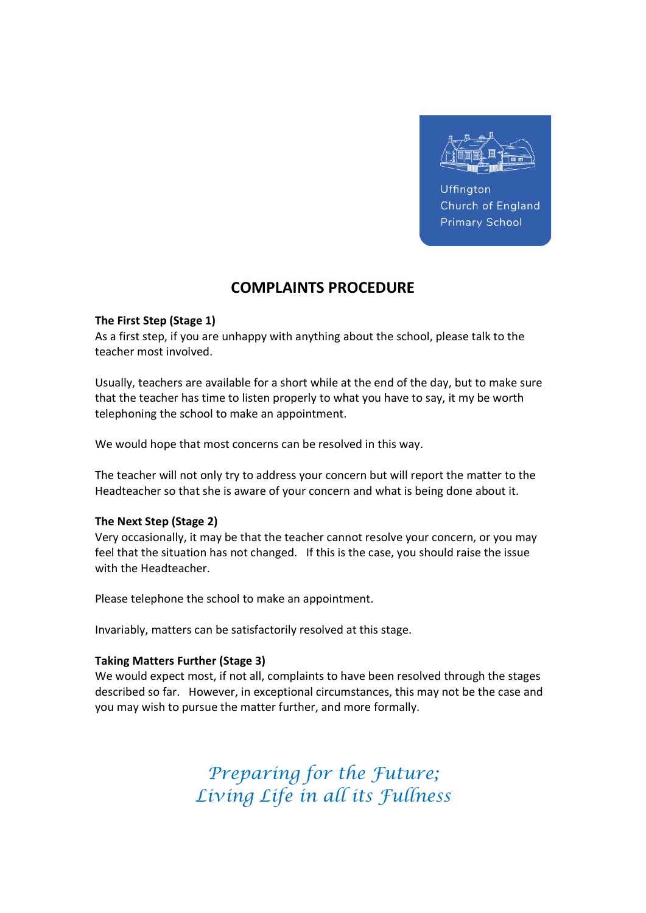Uffington
Church of England
Primary School

# COMPLAINTS PROCEDURE

**The First Step (Stage 1)**
As a first step, if you are unhappy with anything about the school, please talk to the teacher most involved.

Usually, teachers are available for a short while at the end of the day, but to make sure that the teacher has time to listen properly to what you have to say, it my be worth telephoning the school to make an appointment.

We would hope that most concerns can be resolved in this way.

The teacher will not only try to address your concern but will report the matter to the Headteacher so that she is aware of your concern and what is being done about it.

**The Next Step (Stage 2)**
Very occasionally, it may be that the teacher cannot resolve your concern, or you may feel that the situation has not changed. If this is the case, you should raise the issue with the Headteacher.

Please telephone the school to make an appointment.

Invariably, matters can be satisfactorily resolved at this stage.

**Taking Matters Further (Stage 3)**
We would expect most, if not all, complaints to have been resolved through the stages described so far. However, in exceptional circumstances, this may not be the case and you may wish to pursue the matter further, and more formally.

*Preparing for the Future;*
*Living Life in all its Fullness*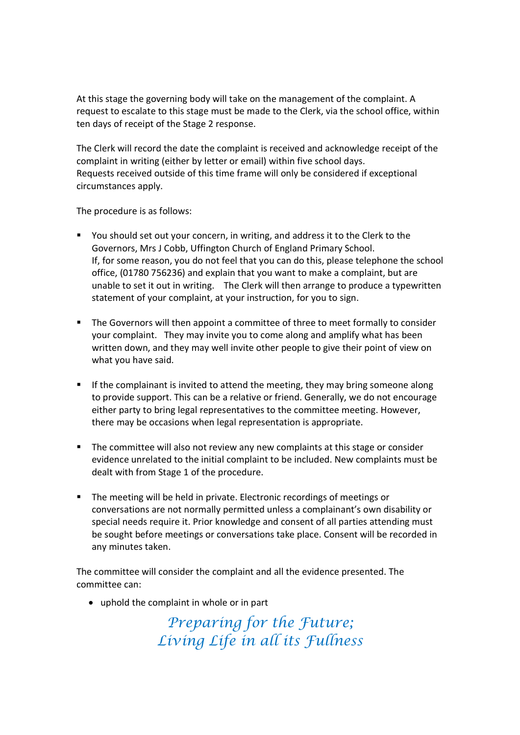At this stage the governing body will take on the management of the complaint. A request to escalate to this stage must be made to the Clerk, via the school office, within ten days of receipt of the Stage 2 response.

The Clerk will record the date the complaint is received and acknowledge receipt of the complaint in writing (either by letter or email) within five school days.
Requests received outside of this time frame will only be considered if exceptional circumstances apply.

The procedure is as follows:

- You should set out your concern, in writing, and address it to the Clerk to the Governors, Mrs J Cobb, Uffington Church of England Primary School.
  If, for some reason, you do not feel that you can do this, please telephone the school office, (01780 756236) and explain that you want to make a complaint, but are unable to set it out in writing. The Clerk will then arrange to produce a typewritten statement of your complaint, at your instruction, for you to sign.

- The Governors will then appoint a committee of three to meet formally to consider your complaint. They may invite you to come along and amplify what has been written down, and they may well invite other people to give their point of view on what you have said.

- If the complainant is invited to attend the meeting, they may bring someone along to provide support. This can be a relative or friend. Generally, we do not encourage either party to bring legal representatives to the committee meeting. However, there may be occasions when legal representation is appropriate.

- The committee will also not review any new complaints at this stage or consider evidence unrelated to the initial complaint to be included. New complaints must be dealt with from Stage 1 of the procedure.

- The meeting will be held in private. Electronic recordings of meetings or conversations are not normally permitted unless a complainant's own disability or special needs require it. Prior knowledge and consent of all parties attending must be sought before meetings or conversations take place. Consent will be recorded in any minutes taken.

The committee will consider the complaint and all the evidence presented. The committee can:

- uphold the complaint in whole or in part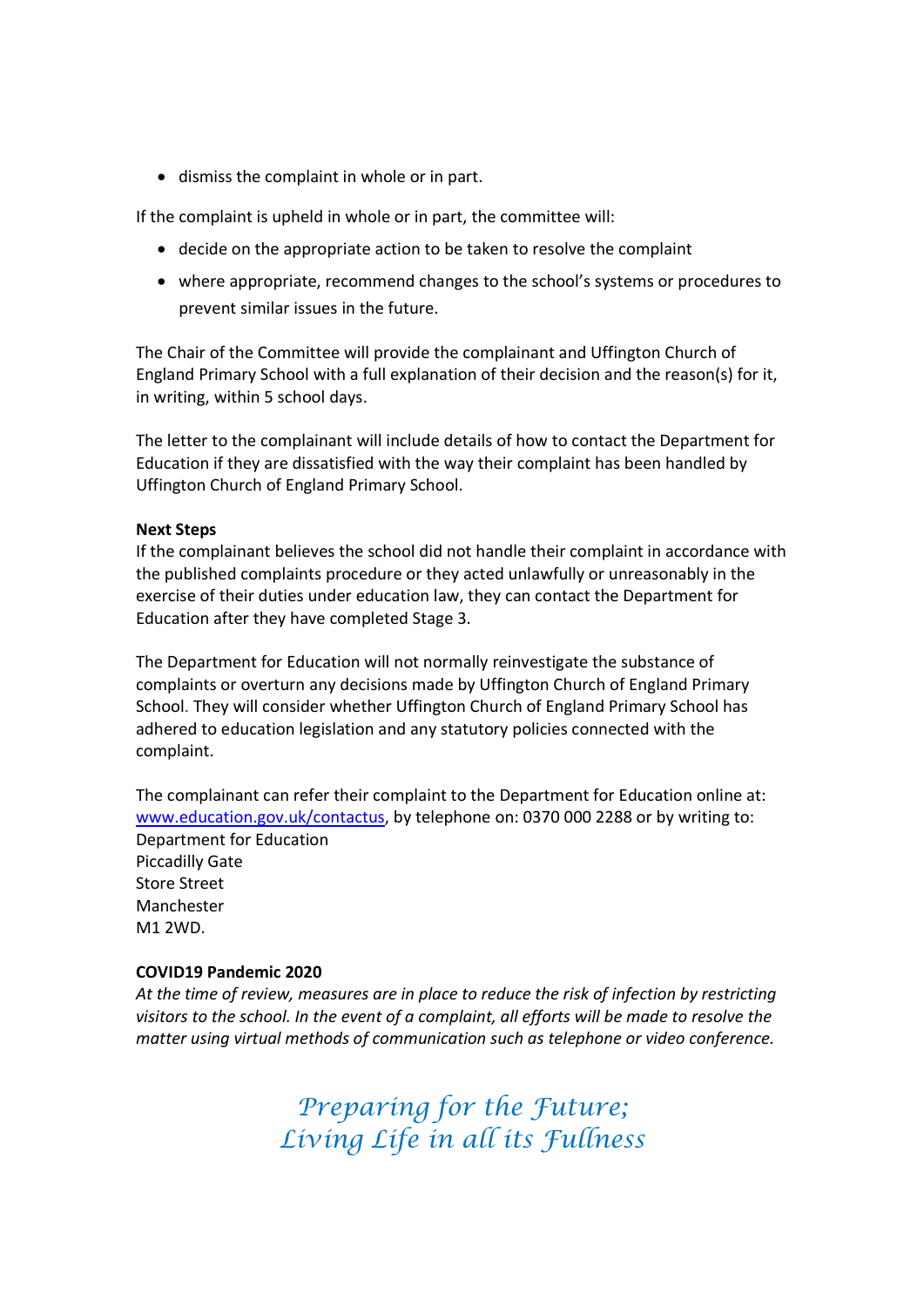- dismiss the complaint in whole or in part.

If the complaint is upheld in whole or in part, the committee will:

- decide on the appropriate action to be taken to resolve the complaint
- where appropriate, recommend changes to the school's systems or procedures to prevent similar issues in the future.

The Chair of the Committee will provide the complainant and Uffington Church of England Primary School with a full explanation of their decision and the reason(s) for it, in writing, within 5 school days.

The letter to the complainant will include details of how to contact the Department for Education if they are dissatisfied with the way their complaint has been handled by Uffington Church of England Primary School.

**Next Steps**
If the complainant believes the school did not handle their complaint in accordance with the published complaints procedure or they acted unlawfully or unreasonably in the exercise of their duties under education law, they can contact the Department for Education after they have completed Stage 3.

The Department for Education will not normally reinvestigate the substance of complaints or overturn any decisions made by Uffington Church of England Primary School. They will consider whether Uffington Church of England Primary School has adhered to education legislation and any statutory policies connected with the complaint.

The complainant can refer their complaint to the Department for Education online at: [www.education.gov.uk/contactus](www.education.gov.uk/contactus), by telephone on: 0370 000 2288 or by writing to:
Department for Education
Piccadilly Gate
Store Street
Manchester
M1 2WD.

**COVID19 Pandemic 2020**
*At the time of review, measures are in place to reduce the risk of infection by restricting visitors to the school. In the event of a complaint, all efforts will be made to resolve the matter using virtual methods of communication such as telephone or video conference.*

*Preparing for the Future;*
*Living Life in all its Fullness*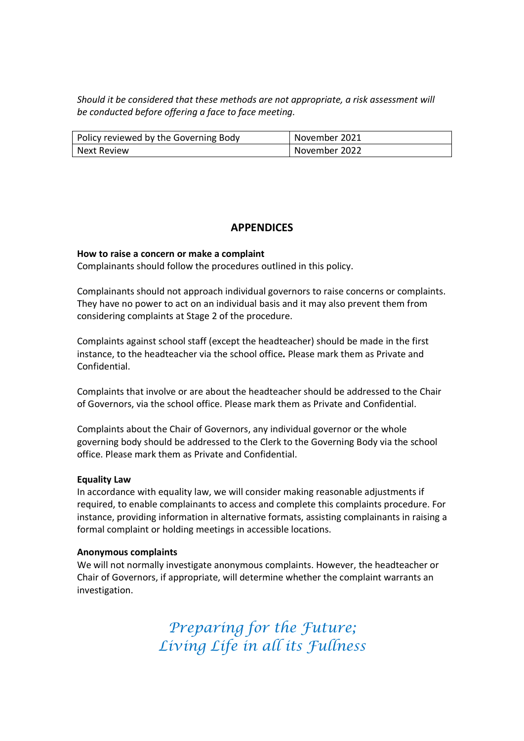*Should it be considered that these methods are not appropriate, a risk assessment will be conducted before offering a face to face meeting.*

| Policy reviewed by the Governing Body | November 2021 |
|---|---|
| Next Review | November 2022 |

## APPENDICES

**How to raise a concern or make a complaint**
Complainants should follow the procedures outlined in this policy.

Complainants should not approach individual governors to raise concerns or complaints. They have no power to act on an individual basis and it may also prevent them from considering complaints at Stage 2 of the procedure.

Complaints against school staff (except the headteacher) should be made in the first instance, to the headteacher via the school office**.** Please mark them as Private and Confidential.

Complaints that involve or are about the headteacher should be addressed to the Chair of Governors, via the school office. Please mark them as Private and Confidential.

Complaints about the Chair of Governors, any individual governor or the whole governing body should be addressed to the Clerk to the Governing Body via the school office. Please mark them as Private and Confidential.

**Equality Law**
In accordance with equality law, we will consider making reasonable adjustments if required, to enable complainants to access and complete this complaints procedure. For instance, providing information in alternative formats, assisting complainants in raising a formal complaint or holding meetings in accessible locations.

**Anonymous complaints**
We will not normally investigate anonymous complaints. However, the headteacher or Chair of Governors, if appropriate, will determine whether the complaint warrants an investigation.

*Preparing for the Future;*
*Living Life in all its Fullness*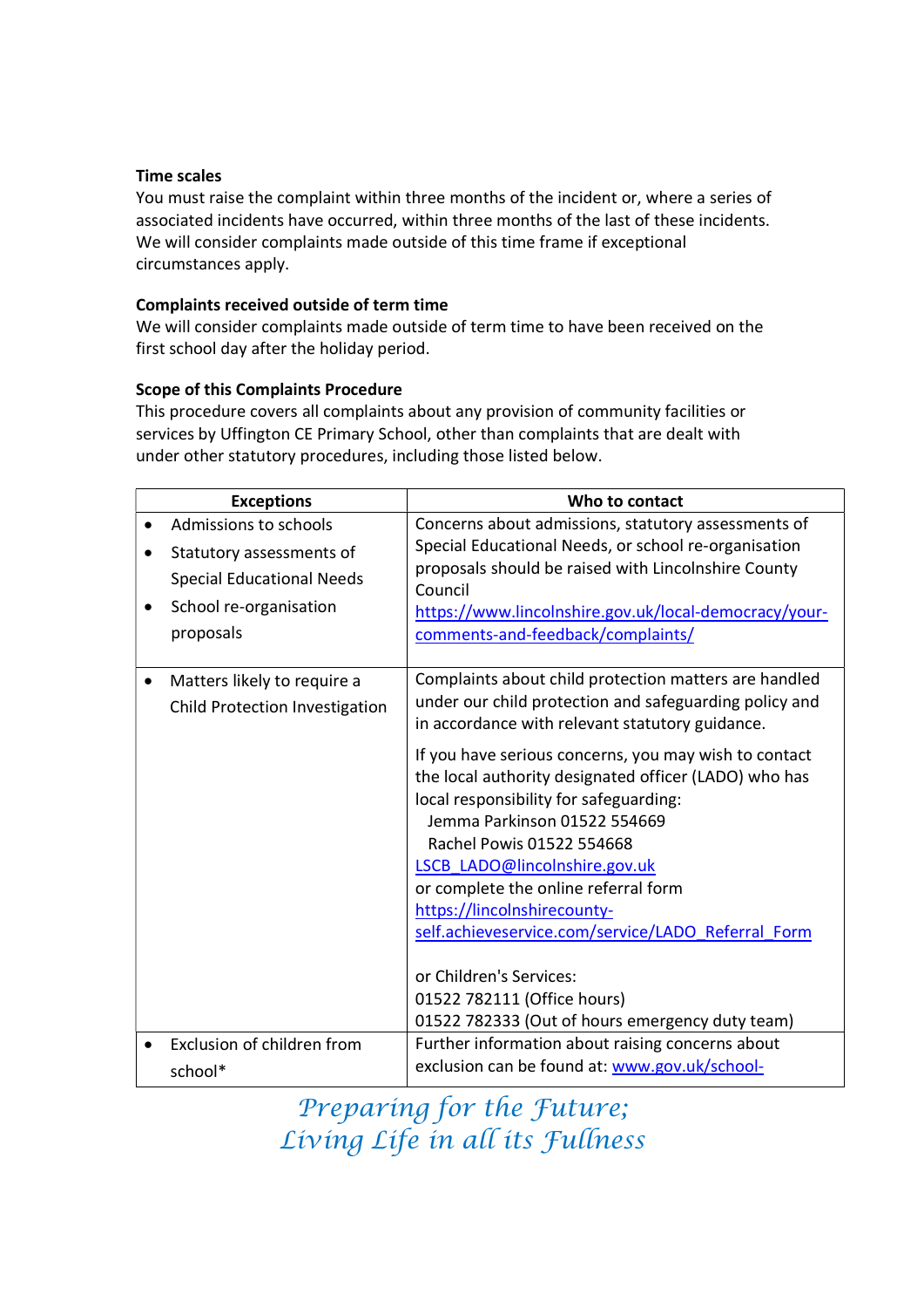**Time scales**

You must raise the complaint within three months of the incident or, where a series of associated incidents have occurred, within three months of the last of these incidents. We will consider complaints made outside of this time frame if exceptional circumstances apply.

**Complaints received outside of term time**

We will consider complaints made outside of term time to have been received on the first school day after the holiday period.

**Scope of this Complaints Procedure**

This procedure covers all complaints about any provision of community facilities or services by Uffington CE Primary School, other than complaints that are dealt with under other statutory procedures, including those listed below.

| Exceptions | Who to contact |
|---|---|
| • Admissions to schools<br>• Statutory assessments of Special Educational Needs<br>• School re-organisation proposals | Concerns about admissions, statutory assessments of Special Educational Needs, or school re-organisation proposals should be raised with Lincolnshire County Council<br>https://www.lincolnshire.gov.uk/local-democracy/your-comments-and-feedback/complaints/ |
| • Matters likely to require a Child Protection Investigation | Complaints about child protection matters are handled under our child protection and safeguarding policy and in accordance with relevant statutory guidance.<br><br>If you have serious concerns, you may wish to contact the local authority designated officer (LADO) who has local responsibility for safeguarding:<br>Jemma Parkinson 01522 554669<br>Rachel Powis 01522 554668<br>LSCB_LADO@lincolnshire.gov.uk<br>or complete the online referral form<br>https://lincolnshirecounty-self.achieveservice.com/service/LADO_Referral_Form<br><br>or Children's Services:<br>01522 782111 (Office hours)<br>01522 782333 (Out of hours emergency duty team) |
| • Exclusion of children from school* | Further information about raising concerns about exclusion can be found at: www.gov.uk/school- |

*Preparing for the Future;*
*Living Life in all its Fullness*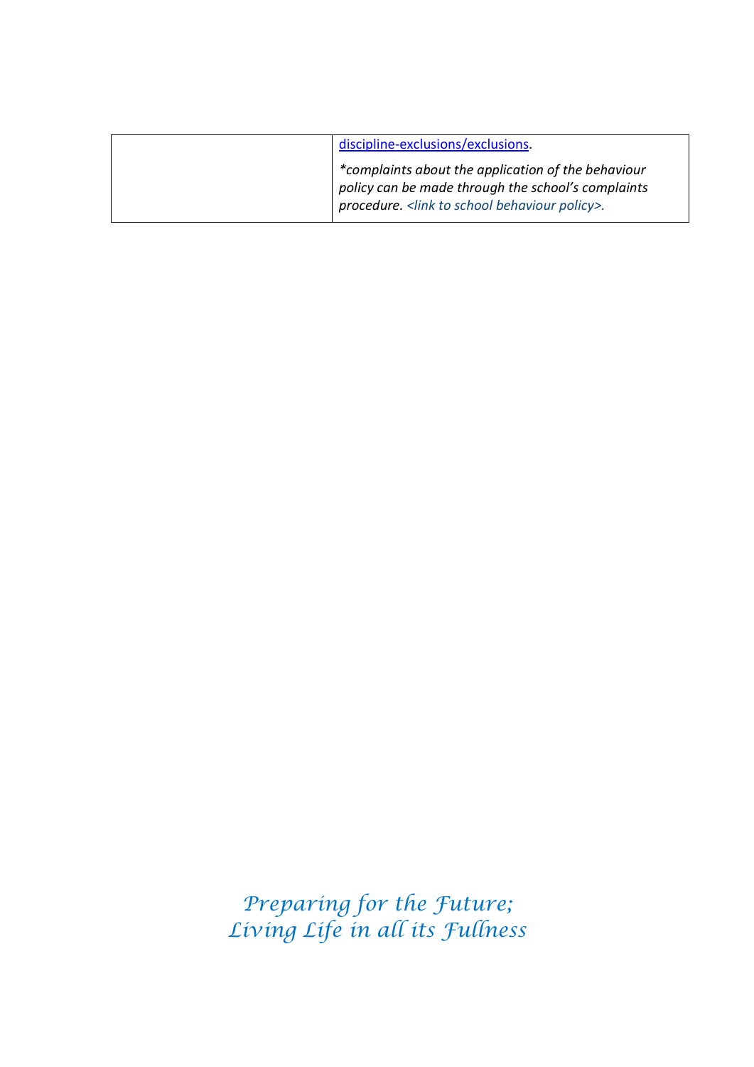| | |
|---|---|
| | discipline-exclusions/exclusions.<br><br>*\*complaints about the application of the behaviour policy can be made through the school's complaints procedure. <link to school behaviour policy>.* |